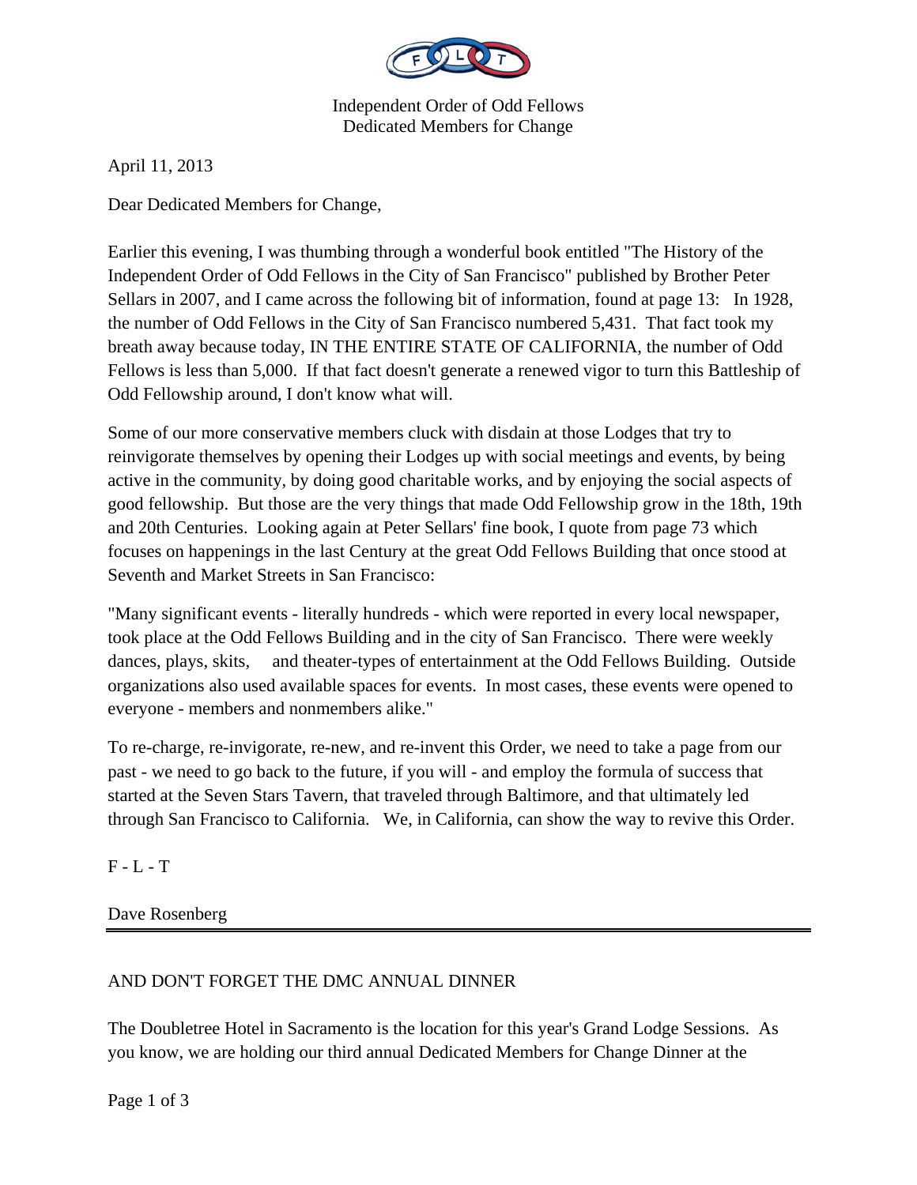Independent Order of Odd Fellows
Dedicated Members for Change

April 11, 2013

Dear Dedicated Members for Change,

Earlier this evening, I was thumbing through a wonderful book entitled "The History of the Independent Order of Odd Fellows in the City of San Francisco" published by Brother Peter Sellars in 2007, and I came across the following bit of information, found at page 13: In 1928, the number of Odd Fellows in the City of San Francisco numbered 5,431. That fact took my breath away because today, IN THE ENTIRE STATE OF CALIFORNIA, the number of Odd Fellows is less than 5,000. If that fact doesn't generate a renewed vigor to turn this Battleship of Odd Fellowship around, I don't know what will.

Some of our more conservative members cluck with disdain at those Lodges that try to reinvigorate themselves by opening their Lodges up with social meetings and events, by being active in the community, by doing good charitable works, and by enjoying the social aspects of good fellowship. But those are the very things that made Odd Fellowship grow in the 18th, 19th and 20th Centuries. Looking again at Peter Sellars' fine book, I quote from page 73 which focuses on happenings in the last Century at the great Odd Fellows Building that once stood at Seventh and Market Streets in San Francisco:

"Many significant events - literally hundreds - which were reported in every local newspaper, took place at the Odd Fellows Building and in the city of San Francisco. There were weekly dances, plays, skits, and theater-types of entertainment at the Odd Fellows Building. Outside organizations also used available spaces for events. In most cases, these events were opened to everyone - members and nonmembers alike."

To re-charge, re-invigorate, re-new, and re-invent this Order, we need to take a page from our past - we need to go back to the future, if you will - and employ the formula of success that started at the Seven Stars Tavern, that traveled through Baltimore, and that ultimately led through San Francisco to California. We, in California, can show the way to revive this Order.

F - L - T

Dave Rosenberg

---

AND DON'T FORGET THE DMC ANNUAL DINNER

The Doubletree Hotel in Sacramento is the location for this year's Grand Lodge Sessions. As you know, we are holding our third annual Dedicated Members for Change Dinner at the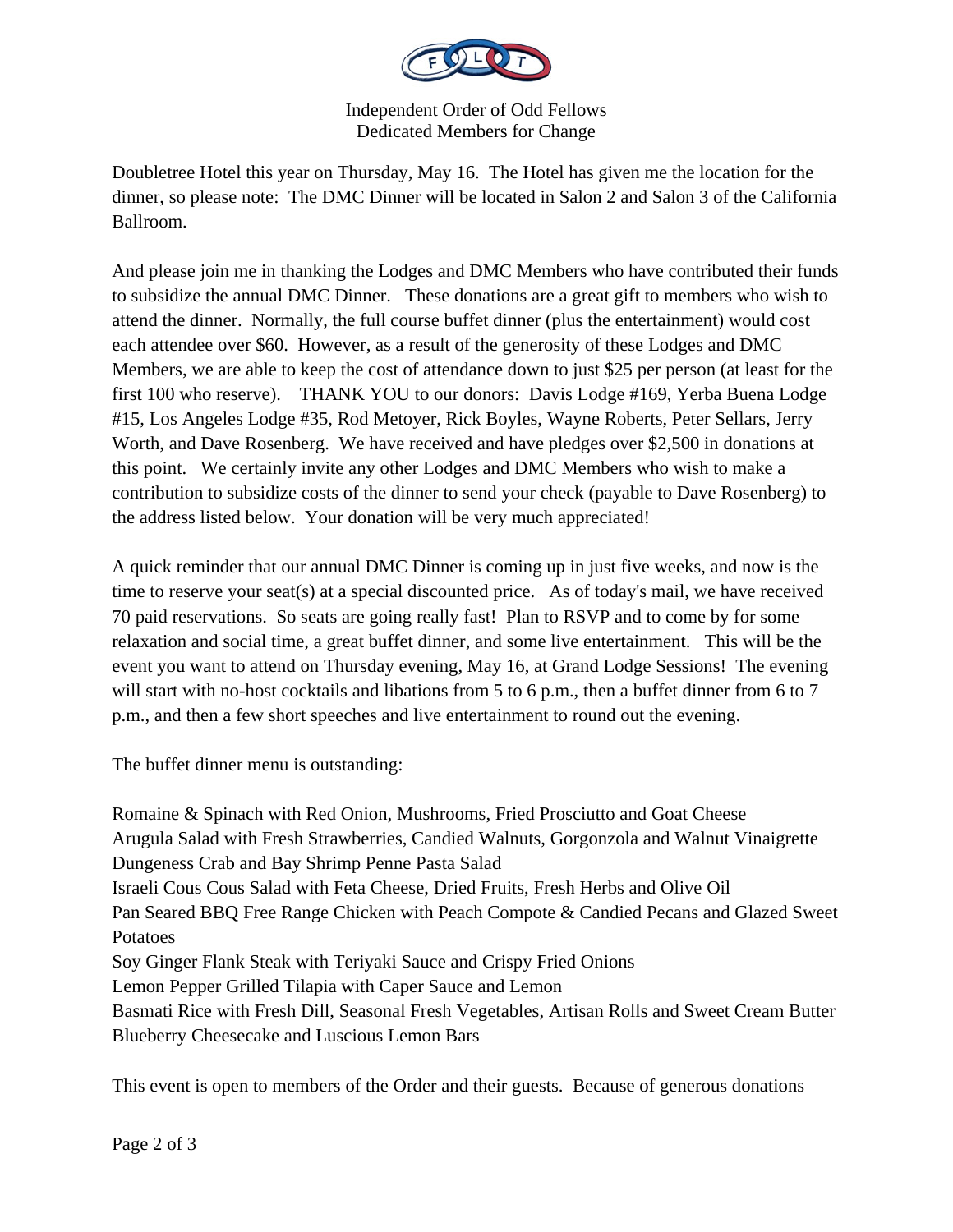Independent Order of Odd Fellows
Dedicated Members for Change

Doubletree Hotel this year on Thursday, May 16. The Hotel has given me the location for the dinner, so please note: The DMC Dinner will be located in Salon 2 and Salon 3 of the California Ballroom.

And please join me in thanking the Lodges and DMC Members who have contributed their funds to subsidize the annual DMC Dinner. These donations are a great gift to members who wish to attend the dinner. Normally, the full course buffet dinner (plus the entertainment) would cost each attendee over $60. However, as a result of the generosity of these Lodges and DMC Members, we are able to keep the cost of attendance down to just $25 per person (at least for the first 100 who reserve). THANK YOU to our donors: Davis Lodge #169, Yerba Buena Lodge #15, Los Angeles Lodge #35, Rod Metoyer, Rick Boyles, Wayne Roberts, Peter Sellars, Jerry Worth, and Dave Rosenberg. We have received and have pledges over $2,500 in donations at this point. We certainly invite any other Lodges and DMC Members who wish to make a contribution to subsidize costs of the dinner to send your check (payable to Dave Rosenberg) to the address listed below. Your donation will be very much appreciated!

A quick reminder that our annual DMC Dinner is coming up in just five weeks, and now is the time to reserve your seat(s) at a special discounted price. As of today's mail, we have received 70 paid reservations. So seats are going really fast! Plan to RSVP and to come by for some relaxation and social time, a great buffet dinner, and some live entertainment. This will be the event you want to attend on Thursday evening, May 16, at Grand Lodge Sessions! The evening will start with no-host cocktails and libations from 5 to 6 p.m., then a buffet dinner from 6 to 7 p.m., and then a few short speeches and live entertainment to round out the evening.

The buffet dinner menu is outstanding:

Romaine & Spinach with Red Onion, Mushrooms, Fried Prosciutto and Goat Cheese
Arugula Salad with Fresh Strawberries, Candied Walnuts, Gorgonzola and Walnut Vinaigrette
Dungeness Crab and Bay Shrimp Penne Pasta Salad
Israeli Cous Cous Salad with Feta Cheese, Dried Fruits, Fresh Herbs and Olive Oil
Pan Seared BBQ Free Range Chicken with Peach Compote & Candied Pecans and Glazed Sweet Potatoes
Soy Ginger Flank Steak with Teriyaki Sauce and Crispy Fried Onions
Lemon Pepper Grilled Tilapia with Caper Sauce and Lemon
Basmati Rice with Fresh Dill, Seasonal Fresh Vegetables, Artisan Rolls and Sweet Cream Butter
Blueberry Cheesecake and Luscious Lemon Bars

This event is open to members of the Order and their guests. Because of generous donations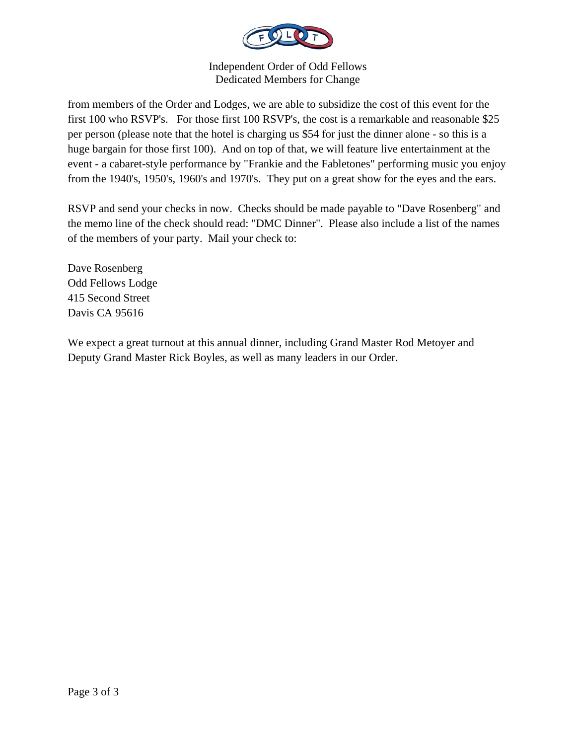from members of the Order and Lodges, we are able to subsidize the cost of this event for the first 100 who RSVP's. For those first 100 RSVP's, the cost is a remarkable and reasonable $25 per person (please note that the hotel is charging us $54 for just the dinner alone - so this is a huge bargain for those first 100). And on top of that, we will feature live entertainment at the event - a cabaret-style performance by "Frankie and the Fabletones" performing music you enjoy from the 1940's, 1950's, 1960's and 1970's. They put on a great show for the eyes and the ears.

RSVP and send your checks in now. Checks should be made payable to "Dave Rosenberg" and the memo line of the check should read: "DMC Dinner". Please also include a list of the names of the members of your party. Mail your check to:

Dave Rosenberg
Odd Fellows Lodge
415 Second Street
Davis CA 95616

We expect a great turnout at this annual dinner, including Grand Master Rod Metoyer and Deputy Grand Master Rick Boyles, as well as many leaders in our Order.